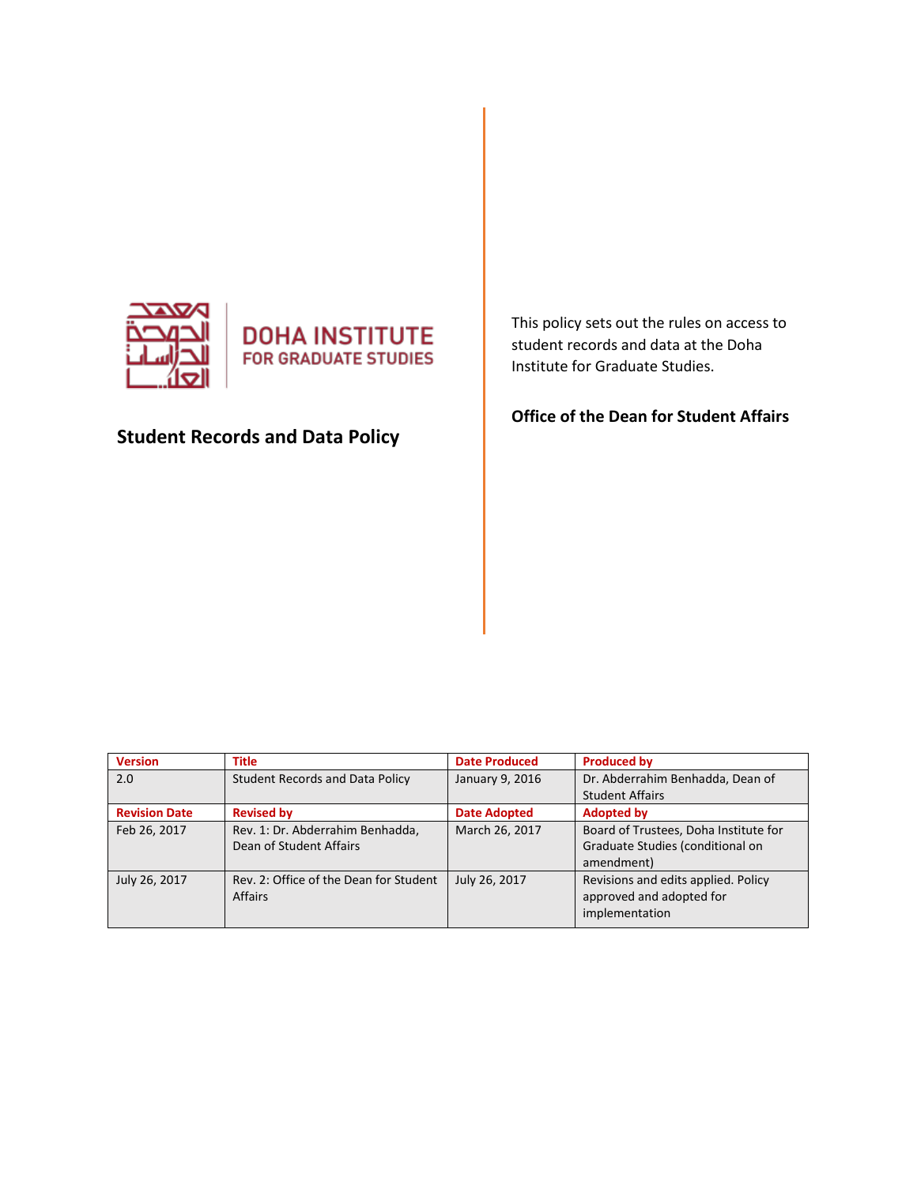DOHA INSTITUTE FOR GRADUATE STUDIES

# Student Records and Data Policy

This policy sets out the rules on access to student records and data at the Doha Institute for Graduate Studies.

**Office of the Dean for Student Affairs**

| Version | Title | Date Produced | Produced by |
| --- | --- | --- | --- |
| 2.0 | Student Records and Data Policy | January 9, 2016 | Dr. Abderrahim Benhadda, Dean of Student Affairs |
| **Revision Date** | **Revised by** | **Date Adopted** | **Adopted by** |
| Feb 26, 2017 | Rev. 1: Dr. Abderrahim Benhadda, Dean of Student Affairs | March 26, 2017 | Board of Trustees, Doha Institute for Graduate Studies (conditional on amendment) |
| July 26, 2017 | Rev. 2: Office of the Dean for Student Affairs | July 26, 2017 | Revisions and edits applied. Policy approved and adopted for implementation |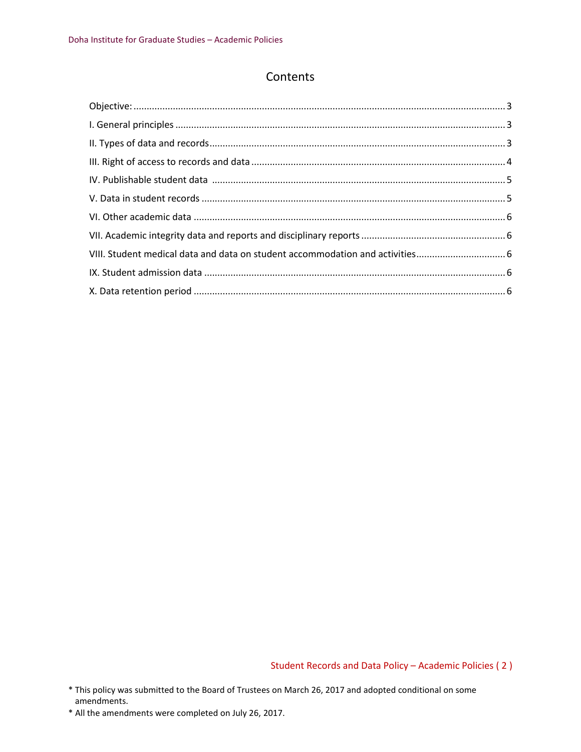# Contents

Objective: ............................................................................................................................................. 3
I. General principles ............................................................................................................................. 3
II. Types of data and records................................................................................................................ 3
III. Right of access to records and data ................................................................................................ 4
IV. Publishable student data ............................................................................................................... 5
V. Data in student records .................................................................................................................... 5
VI. Other academic data ...................................................................................................................... 6
VII. Academic integrity data and reports and disciplinary reports ....................................................... 6
VIII. Student medical data and data on student accommodation and activities.................................. 6
IX. Student admission data .................................................................................................................. 6
X. Data retention period ....................................................................................................................... 6

* This policy was submitted to the Board of Trustees on March 26, 2017 and adopted conditional on some amendments.
* All the amendments were completed on July 26, 2017.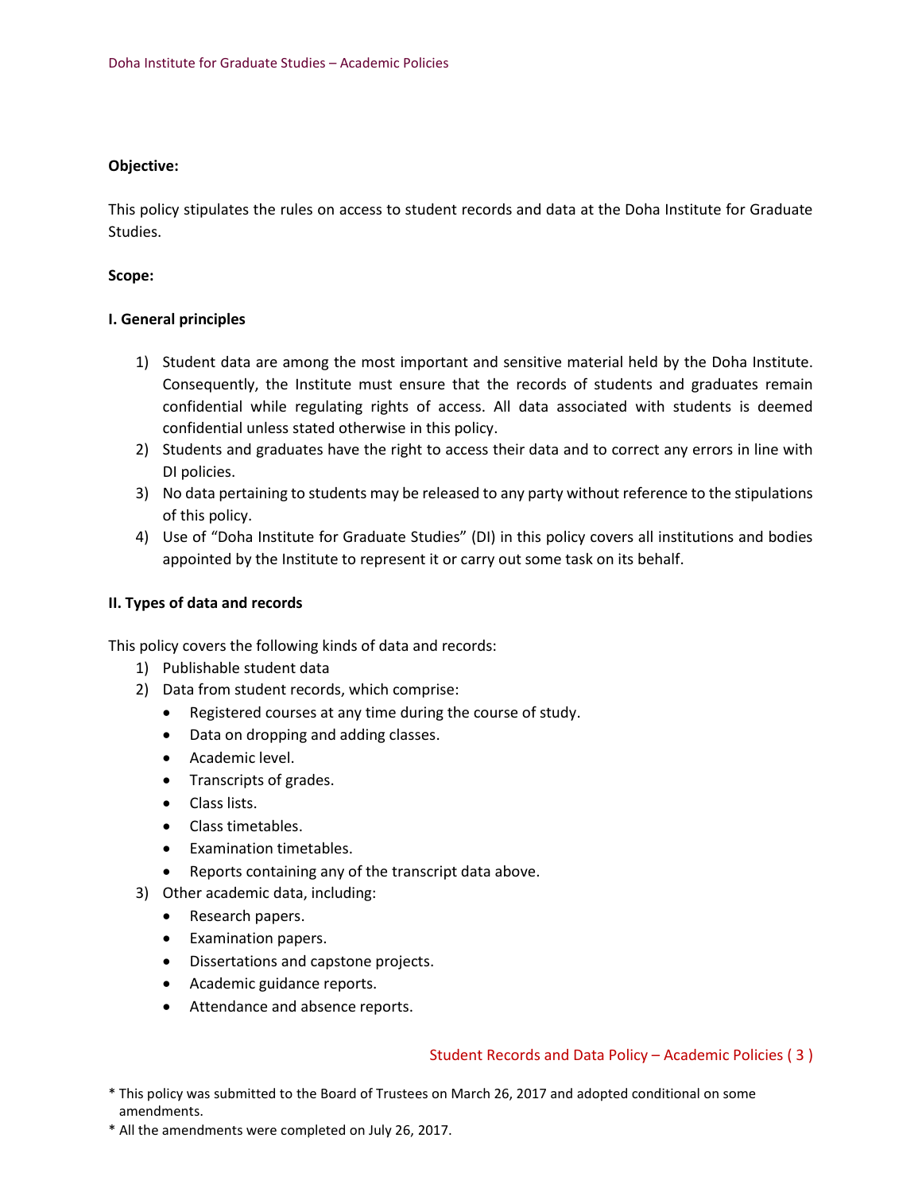**Objective:**

This policy stipulates the rules on access to student records and data at the Doha Institute for Graduate Studies.

**Scope:**

**I. General principles**

1) Student data are among the most important and sensitive material held by the Doha Institute. Consequently, the Institute must ensure that the records of students and graduates remain confidential while regulating rights of access. All data associated with students is deemed confidential unless stated otherwise in this policy.
2) Students and graduates have the right to access their data and to correct any errors in line with DI policies.
3) No data pertaining to students may be released to any party without reference to the stipulations of this policy.
4) Use of "Doha Institute for Graduate Studies" (DI) in this policy covers all institutions and bodies appointed by the Institute to represent it or carry out some task on its behalf.

**II. Types of data and records**

This policy covers the following kinds of data and records:

1) Publishable student data
2) Data from student records, which comprise:
   - Registered courses at any time during the course of study.
   - Data on dropping and adding classes.
   - Academic level.
   - Transcripts of grades.
   - Class lists.
   - Class timetables.
   - Examination timetables.
   - Reports containing any of the transcript data above.
3) Other academic data, including:
   - Research papers.
   - Examination papers.
   - Dissertations and capstone projects.
   - Academic guidance reports.
   - Attendance and absence reports.

\* This policy was submitted to the Board of Trustees on March 26, 2017 and adopted conditional on some amendments.

\* All the amendments were completed on July 26, 2017.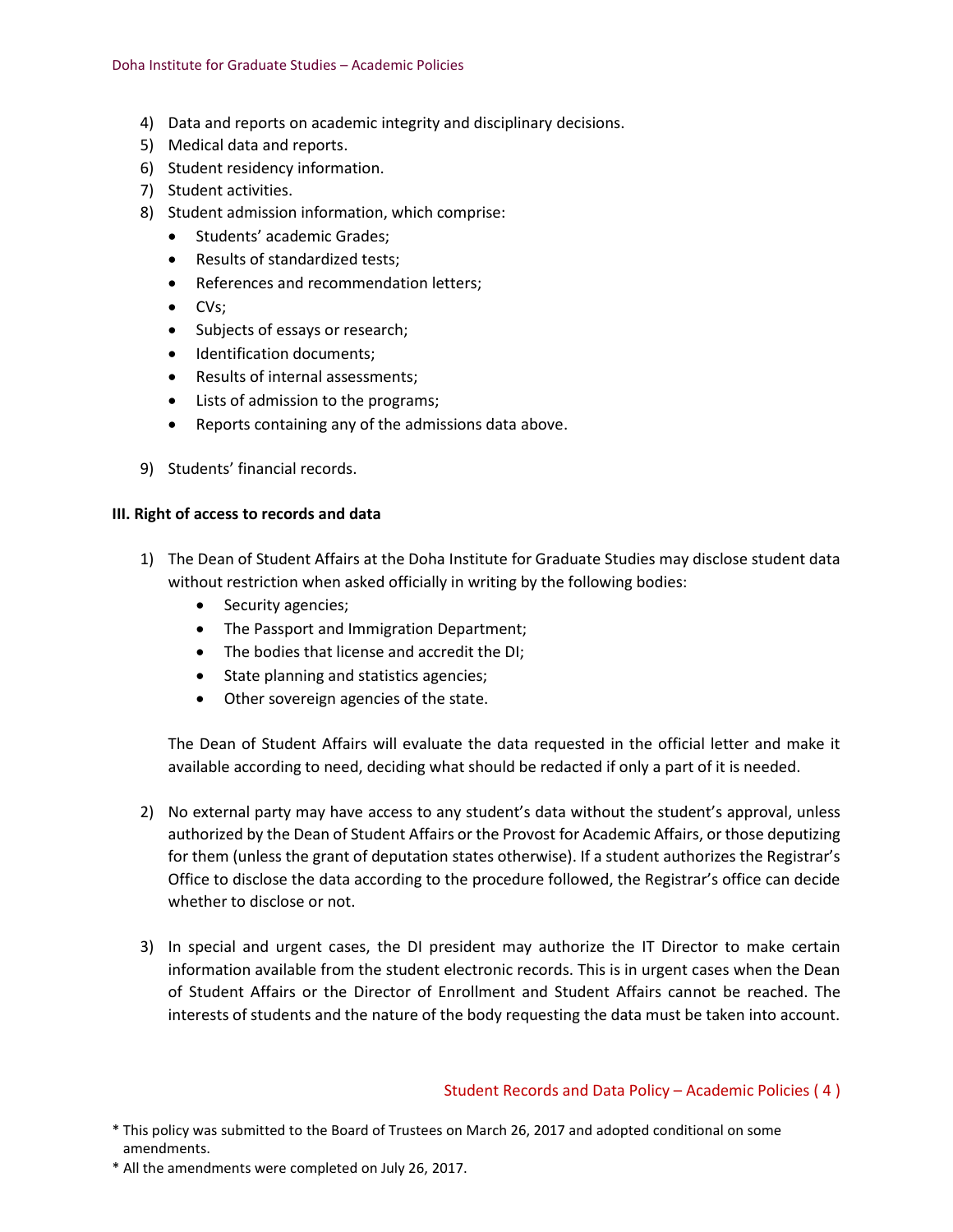4) Data and reports on academic integrity and disciplinary decisions.
5) Medical data and reports.
6) Student residency information.
7) Student activities.
8) Student admission information, which comprise:
   - Students' academic Grades;
   - Results of standardized tests;
   - References and recommendation letters;
   - CVs;
   - Subjects of essays or research;
   - Identification documents;
   - Results of internal assessments;
   - Lists of admission to the programs;
   - Reports containing any of the admissions data above.

9) Students' financial records.

**III. Right of access to records and data**

1) The Dean of Student Affairs at the Doha Institute for Graduate Studies may disclose student data without restriction when asked officially in writing by the following bodies:
   - Security agencies;
   - The Passport and Immigration Department;
   - The bodies that license and accredit the DI;
   - State planning and statistics agencies;
   - Other sovereign agencies of the state.

   The Dean of Student Affairs will evaluate the data requested in the official letter and make it available according to need, deciding what should be redacted if only a part of it is needed.

2) No external party may have access to any student's data without the student's approval, unless authorized by the Dean of Student Affairs or the Provost for Academic Affairs, or those deputizing for them (unless the grant of deputation states otherwise). If a student authorizes the Registrar's Office to disclose the data according to the procedure followed, the Registrar's office can decide whether to disclose or not.

3) In special and urgent cases, the DI president may authorize the IT Director to make certain information available from the student electronic records. This is in urgent cases when the Dean of Student Affairs or the Director of Enrollment and Student Affairs cannot be reached. The interests of students and the nature of the body requesting the data must be taken into account.

\* This policy was submitted to the Board of Trustees on March 26, 2017 and adopted conditional on some amendments.

\* All the amendments were completed on July 26, 2017.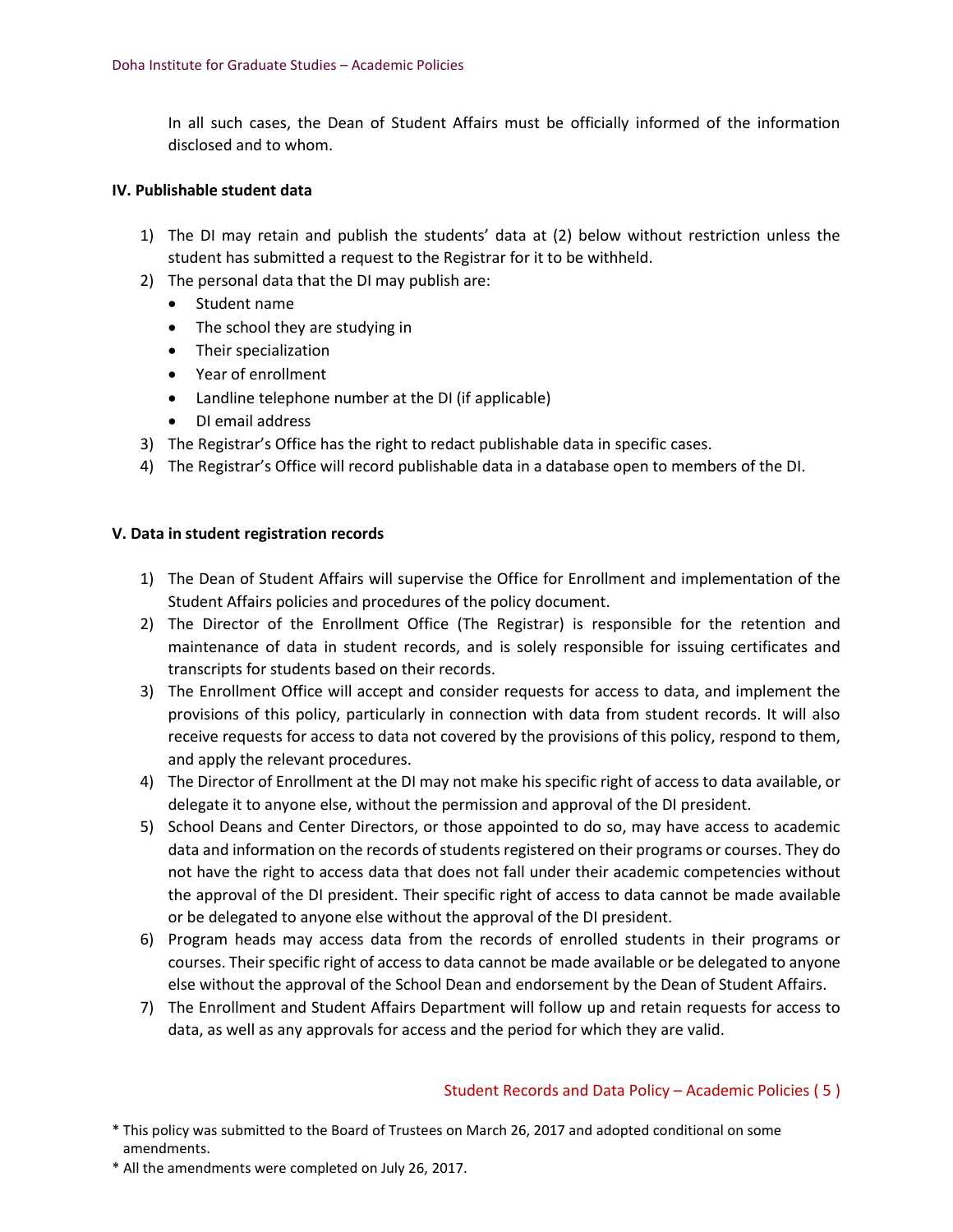In all such cases, the Dean of Student Affairs must be officially informed of the information disclosed and to whom.

**IV. Publishable student data**

1) The DI may retain and publish the students' data at (2) below without restriction unless the student has submitted a request to the Registrar for it to be withheld.
2) The personal data that the DI may publish are:
   - Student name
   - The school they are studying in
   - Their specialization
   - Year of enrollment
   - Landline telephone number at the DI (if applicable)
   - DI email address
3) The Registrar's Office has the right to redact publishable data in specific cases.
4) The Registrar's Office will record publishable data in a database open to members of the DI.

**V. Data in student registration records**

1) The Dean of Student Affairs will supervise the Office for Enrollment and implementation of the Student Affairs policies and procedures of the policy document.
2) The Director of the Enrollment Office (The Registrar) is responsible for the retention and maintenance of data in student records, and is solely responsible for issuing certificates and transcripts for students based on their records.
3) The Enrollment Office will accept and consider requests for access to data, and implement the provisions of this policy, particularly in connection with data from student records. It will also receive requests for access to data not covered by the provisions of this policy, respond to them, and apply the relevant procedures.
4) The Director of Enrollment at the DI may not make his specific right of access to data available, or delegate it to anyone else, without the permission and approval of the DI president.
5) School Deans and Center Directors, or those appointed to do so, may have access to academic data and information on the records of students registered on their programs or courses. They do not have the right to access data that does not fall under their academic competencies without the approval of the DI president. Their specific right of access to data cannot be made available or be delegated to anyone else without the approval of the DI president.
6) Program heads may access data from the records of enrolled students in their programs or courses. Their specific right of access to data cannot be made available or be delegated to anyone else without the approval of the School Dean and endorsement by the Dean of Student Affairs.
7) The Enrollment and Student Affairs Department will follow up and retain requests for access to data, as well as any approvals for access and the period for which they are valid.

* This policy was submitted to the Board of Trustees on March 26, 2017 and adopted conditional on some amendments.

* All the amendments were completed on July 26, 2017.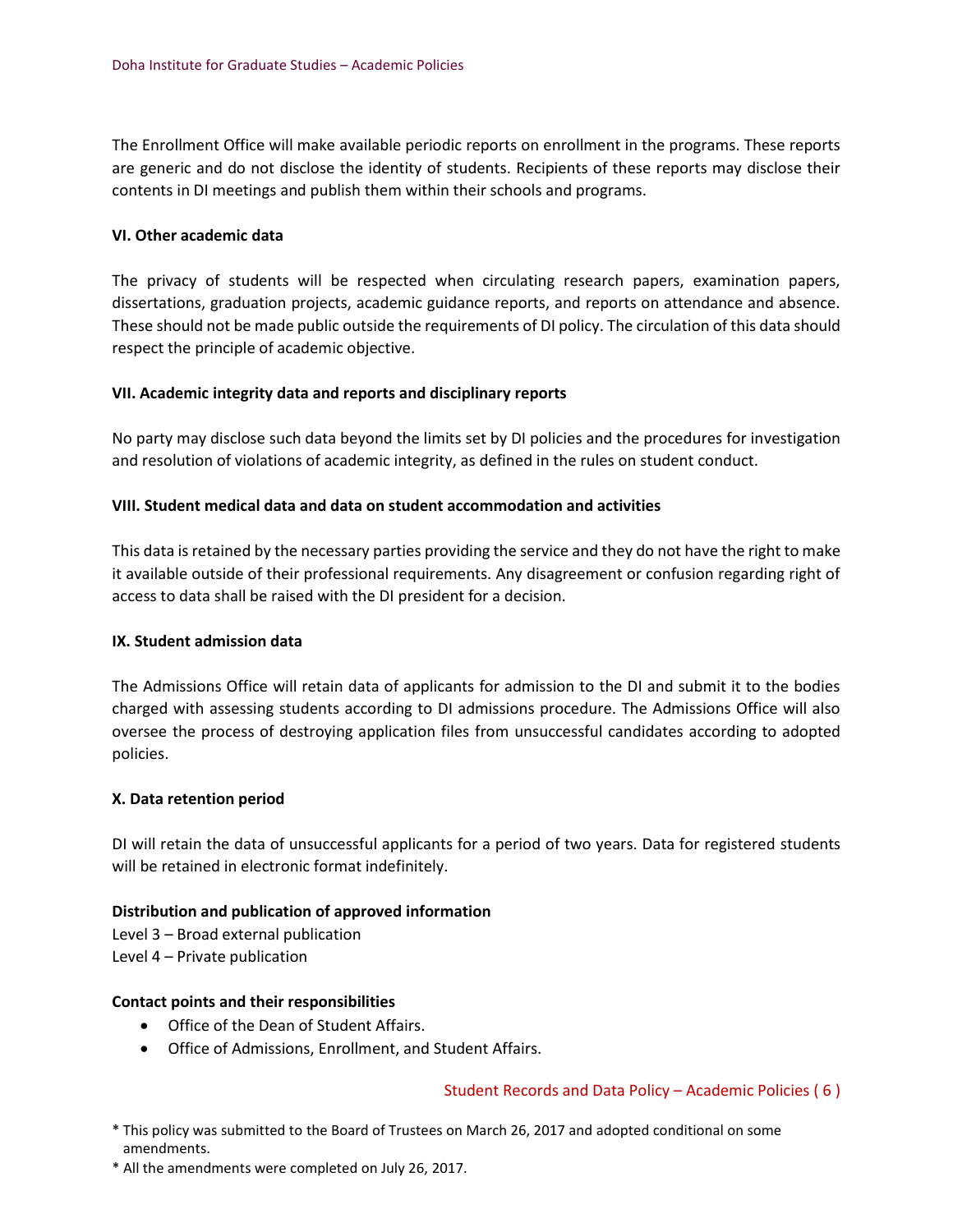The Enrollment Office will make available periodic reports on enrollment in the programs. These reports are generic and do not disclose the identity of students. Recipients of these reports may disclose their contents in DI meetings and publish them within their schools and programs.

**VI. Other academic data**

The privacy of students will be respected when circulating research papers, examination papers, dissertations, graduation projects, academic guidance reports, and reports on attendance and absence. These should not be made public outside the requirements of DI policy. The circulation of this data should respect the principle of academic objective.

**VII. Academic integrity data and reports and disciplinary reports**

No party may disclose such data beyond the limits set by DI policies and the procedures for investigation and resolution of violations of academic integrity, as defined in the rules on student conduct.

**VIII. Student medical data and data on student accommodation and activities**

This data is retained by the necessary parties providing the service and they do not have the right to make it available outside of their professional requirements. Any disagreement or confusion regarding right of access to data shall be raised with the DI president for a decision.

**IX. Student admission data**

The Admissions Office will retain data of applicants for admission to the DI and submit it to the bodies charged with assessing students according to DI admissions procedure. The Admissions Office will also oversee the process of destroying application files from unsuccessful candidates according to adopted policies.

**X. Data retention period**

DI will retain the data of unsuccessful applicants for a period of two years. Data for registered students will be retained in electronic format indefinitely.

**Distribution and publication of approved information**

Level 3 – Broad external publication
Level 4 – Private publication

**Contact points and their responsibilities**

- Office of the Dean of Student Affairs.
- Office of Admissions, Enrollment, and Student Affairs.

Student Records and Data Policy – Academic Policies ( 6 )

* This policy was submitted to the Board of Trustees on March 26, 2017 and adopted conditional on some amendments.

* All the amendments were completed on July 26, 2017.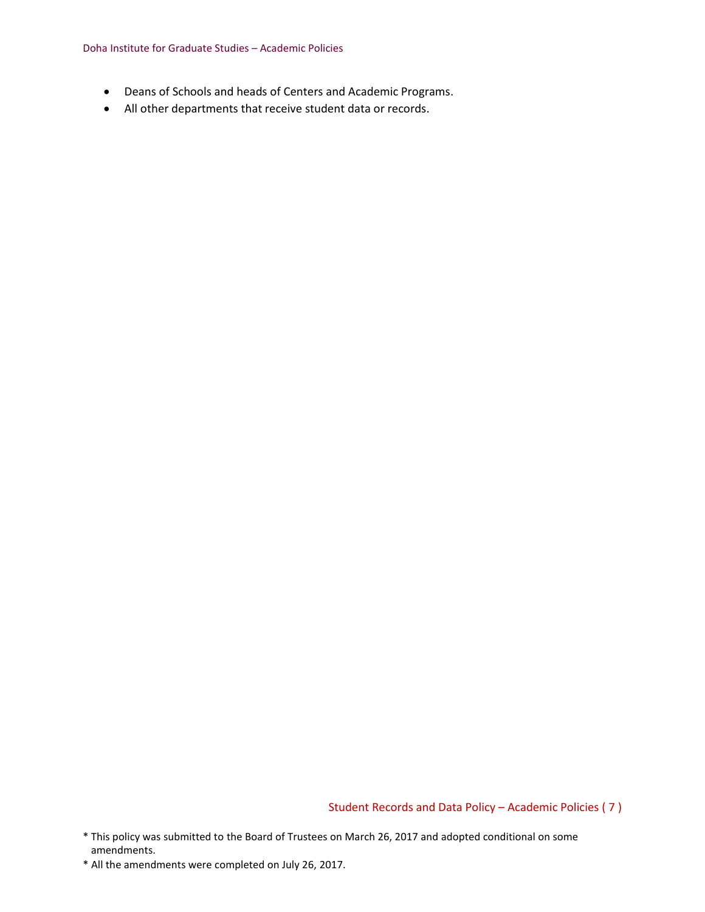- Deans of Schools and heads of Centers and Academic Programs.
- All other departments that receive student data or records.

\* This policy was submitted to the Board of Trustees on March 26, 2017 and adopted conditional on some amendments.

\* All the amendments were completed on July 26, 2017.